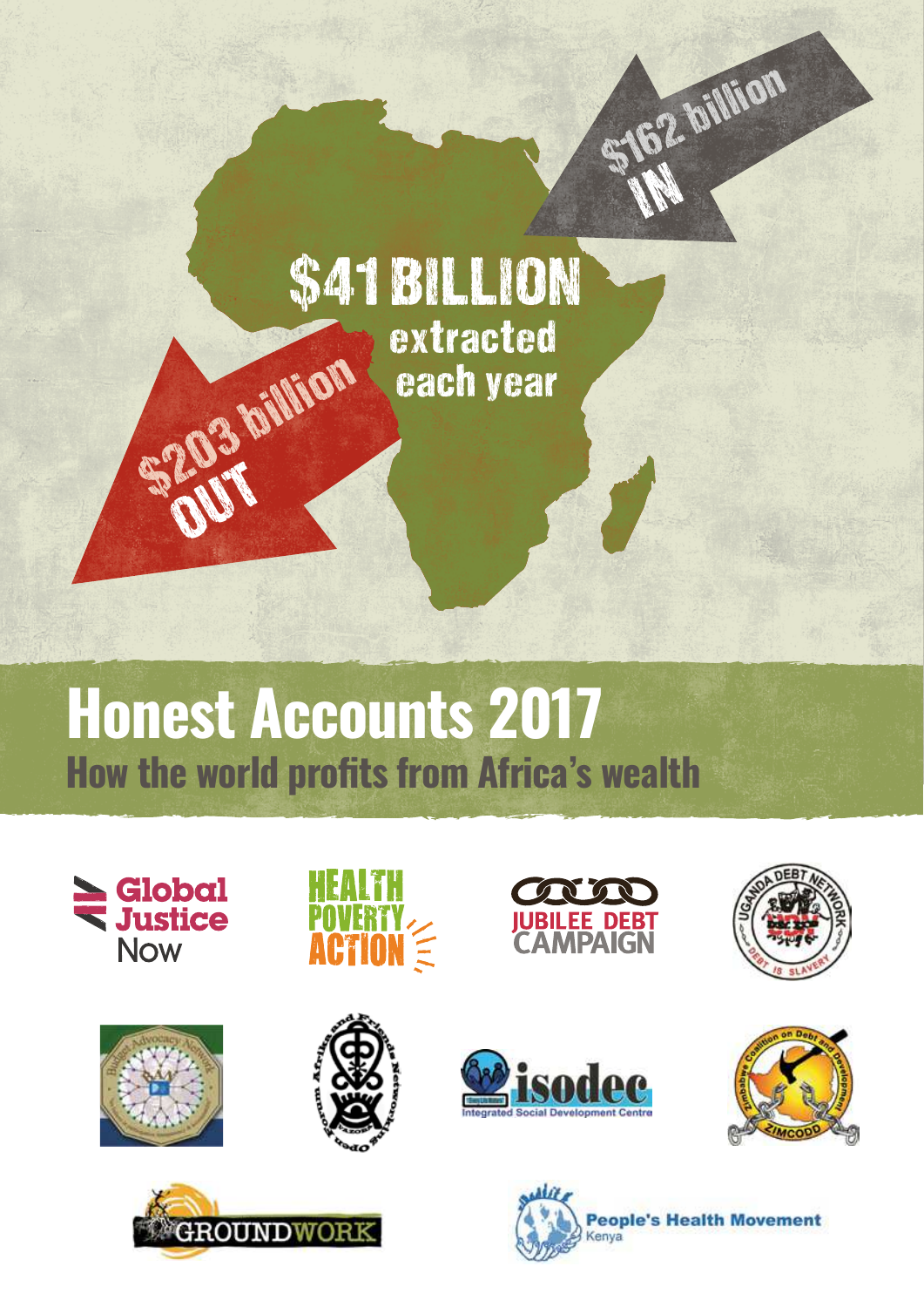$162 billion
IN

$41 BILLION
extracted
each year

$203 billion
OUT

# Honest Accounts 2017

## How the world profits from Africa's wealth

Global Justice Now

HEALTH POVERTY ACTION

JUBILEE DEBT CAMPAIGN

UGANDA DEBT NETWORK

isodec
Integrated Social Development Centre

ZIMCODD

GROUNDWORK

People's Health Movement
Kenya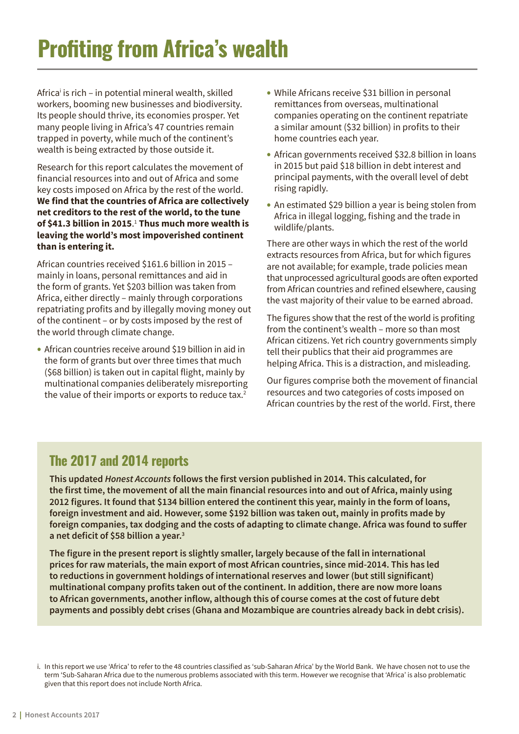# Profiting from Africa's wealth

Africa[i] is rich – in potential mineral wealth, skilled workers, booming new businesses and biodiversity. Its people should thrive, its economies prosper. Yet many people living in Africa's 47 countries remain trapped in poverty, while much of the continent's wealth is being extracted by those outside it.

Research for this report calculates the movement of financial resources into and out of Africa and some key costs imposed on Africa by the rest of the world. **We find that the countries of Africa are collectively net creditors to the rest of the world, to the tune of $41.3 billion in 2015**.[1] **Thus much more wealth is leaving the world's most impoverished continent than is entering it.**

African countries received $161.6 billion in 2015 – mainly in loans, personal remittances and aid in the form of grants. Yet $203 billion was taken from Africa, either directly – mainly through corporations repatriating profits and by illegally moving money out of the continent – or by costs imposed by the rest of the world through climate change.

- African countries receive around $19 billion in aid in the form of grants but over three times that much ($68 billion) is taken out in capital flight, mainly by multinational companies deliberately misreporting the value of their imports or exports to reduce tax.[2]
- While Africans receive $31 billion in personal remittances from overseas, multinational companies operating on the continent repatriate a similar amount ($32 billion) in profits to their home countries each year.
- African governments received $32.8 billion in loans in 2015 but paid $18 billion in debt interest and principal payments, with the overall level of debt rising rapidly.
- An estimated $29 billion a year is being stolen from Africa in illegal logging, fishing and the trade in wildlife/plants.

There are other ways in which the rest of the world extracts resources from Africa, but for which figures are not available; for example, trade policies mean that unprocessed agricultural goods are often exported from African countries and refined elsewhere, causing the vast majority of their value to be earned abroad.

The figures show that the rest of the world is profiting from the continent's wealth – more so than most African citizens. Yet rich country governments simply tell their publics that their aid programmes are helping Africa. This is a distraction, and misleading.

Our figures comprise both the movement of financial resources and two categories of costs imposed on African countries by the rest of the world. First, there

## The 2017 and 2014 reports

**This updated *Honest Accounts* follows the first version published in 2014. This calculated, for the first time, the movement of all the main financial resources into and out of Africa, mainly using 2012 figures. It found that $134 billion entered the continent this year, mainly in the form of loans, foreign investment and aid. However, some $192 billion was taken out, mainly in profits made by foreign companies, tax dodging and the costs of adapting to climate change. Africa was found to suffer a net deficit of $58 billion a year.**[3]

**The figure in the present report is slightly smaller, largely because of the fall in international prices for raw materials, the main export of most African countries, since mid-2014. This has led to reductions in government holdings of international reserves and lower (but still significant) multinational company profits taken out of the continent. In addition, there are now more loans to African governments, another inflow, although this of course comes at the cost of future debt payments and possibly debt crises (Ghana and Mozambique are countries already back in debt crisis).**

i. In this report we use 'Africa' to refer to the 48 countries classified as 'sub-Saharan Africa' by the World Bank. We have chosen not to use the term 'Sub-Saharan Africa due to the numerous problems associated with this term. However we recognise that 'Africa' is also problematic given that this report does not include North Africa.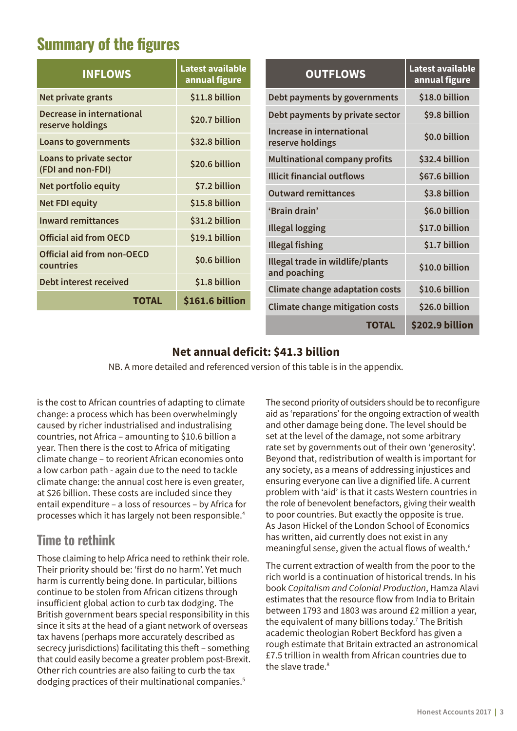## Summary of the figures

| INFLOWS | Latest available annual figure |
|---|---|
| Net private grants | $11.8 billion |
| Decrease in international reserve holdings | $20.7 billion |
| Loans to governments | $32.8 billion |
| Loans to private sector (FDI and non-FDI) | $20.6 billion |
| Net portfolio equity | $7.2 billion |
| Net FDI equity | $15.8 billion |
| Inward remittances | $31.2 billion |
| Official aid from OECD | $19.1 billion |
| Official aid from non-OECD countries | $0.6 billion |
| Debt interest received | $1.8 billion |
| **TOTAL** | **$161.6 billion** |

| OUTFLOWS | Latest available annual figure |
|---|---|
| Debt payments by governments | $18.0 billion |
| Debt payments by private sector | $9.8 billion |
| Increase in international reserve holdings | $0.0 billion |
| Multinational company profits | $32.4 billion |
| Illicit financial outflows | $67.6 billion |
| Outward remittances | $3.8 billion |
| 'Brain drain' | $6.0 billion |
| Illegal logging | $17.0 billion |
| Illegal fishing | $1.7 billion |
| Illegal trade in wildlife/plants and poaching | $10.0 billion |
| Climate change adaptation costs | $10.6 billion |
| Climate change mitigation costs | $26.0 billion |
| **TOTAL** | **$202.9 billion** |

**Net annual deficit: $41.3 billion**

NB. A more detailed and referenced version of this table is in the appendix.

is the cost to African countries of adapting to climate change: a process which has been overwhelmingly caused by richer industrialised and industrialising countries, not Africa – amounting to $10.6 billion a year. Then there is the cost to Africa of mitigating climate change – to reorient African economies onto a low carbon path - again due to the need to tackle climate change: the annual cost here is even greater, at $26 billion. These costs are included since they entail expenditure – a loss of resources – by Africa for processes which it has largely not been responsible.[4]

## Time to rethink

Those claiming to help Africa need to rethink their role. Their priority should be: 'first do no harm'. Yet much harm is currently being done. In particular, billions continue to be stolen from African citizens through insufficient global action to curb tax dodging. The British government bears special responsibility in this since it sits at the head of a giant network of overseas tax havens (perhaps more accurately described as secrecy jurisdictions) facilitating this theft – something that could easily become a greater problem post-Brexit. Other rich countries are also failing to curb the tax dodging practices of their multinational companies.[5]

The second priority of outsiders should be to reconfigure aid as 'reparations' for the ongoing extraction of wealth and other damage being done. The level should be set at the level of the damage, not some arbitrary rate set by governments out of their own 'generosity'. Beyond that, redistribution of wealth is important for any society, as a means of addressing injustices and ensuring everyone can live a dignified life. A current problem with 'aid' is that it casts Western countries in the role of benevolent benefactors, giving their wealth to poor countries. But exactly the opposite is true. As Jason Hickel of the London School of Economics has written, aid currently does not exist in any meaningful sense, given the actual flows of wealth.[6]

The current extraction of wealth from the poor to the rich world is a continuation of historical trends. In his book *Capitalism and Colonial Production*, Hamza Alavi estimates that the resource flow from India to Britain between 1793 and 1803 was around £2 million a year, the equivalent of many billions today.[7] The British academic theologian Robert Beckford has given a rough estimate that Britain extracted an astronomical £7.5 trillion in wealth from African countries due to the slave trade.[8]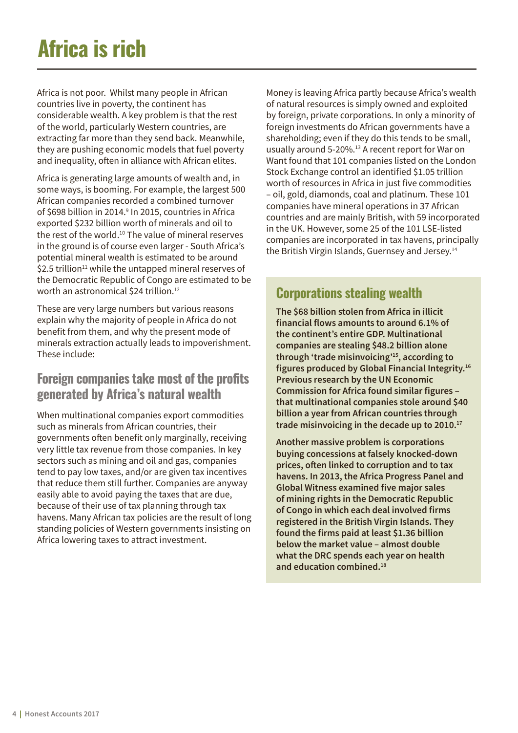# Africa is rich

Africa is not poor. Whilst many people in African countries live in poverty, the continent has considerable wealth. A key problem is that the rest of the world, particularly Western countries, are extracting far more than they send back. Meanwhile, they are pushing economic models that fuel poverty and inequality, often in alliance with African elites.

Africa is generating large amounts of wealth and, in some ways, is booming. For example, the largest 500 African companies recorded a combined turnover of $698 billion in 2014.[9] In 2015, countries in Africa exported $232 billion worth of minerals and oil to the rest of the world.[10] The value of mineral reserves in the ground is of course even larger - South Africa's potential mineral wealth is estimated to be around $2.5 trillion[11] while the untapped mineral reserves of the Democratic Republic of Congo are estimated to be worth an astronomical $24 trillion.[12]

These are very large numbers but various reasons explain why the majority of people in Africa do not benefit from them, and why the present mode of minerals extraction actually leads to impoverishment. These include:

## Foreign companies take most of the profits generated by Africa's natural wealth

When multinational companies export commodities such as minerals from African countries, their governments often benefit only marginally, receiving very little tax revenue from those companies. In key sectors such as mining and oil and gas, companies tend to pay low taxes, and/or are given tax incentives that reduce them still further. Companies are anyway easily able to avoid paying the taxes that are due, because of their use of tax planning through tax havens. Many African tax policies are the result of long standing policies of Western governments insisting on Africa lowering taxes to attract investment.

Money is leaving Africa partly because Africa's wealth of natural resources is simply owned and exploited by foreign, private corporations. In only a minority of foreign investments do African governments have a shareholding; even if they do this tends to be small, usually around 5-20%.[13] A recent report for War on Want found that 101 companies listed on the London Stock Exchange control an identified $1.05 trillion worth of resources in Africa in just five commodities – oil, gold, diamonds, coal and platinum. These 101 companies have mineral operations in 37 African countries and are mainly British, with 59 incorporated in the UK. However, some 25 of the 101 LSE-listed companies are incorporated in tax havens, principally the British Virgin Islands, Guernsey and Jersey.[14]

## Corporations stealing wealth

**The $68 billion stolen from Africa in illicit financial flows amounts to around 6.1% of the continent's entire GDP. Multinational companies are stealing $48.2 billion alone through 'trade misinvoicing'[15], according to figures produced by Global Financial Integrity.[16] Previous research by the UN Economic Commission for Africa found similar figures – that multinational companies stole around $40 billion a year from African countries through trade misinvoicing in the decade up to 2010.[17]**

**Another massive problem is corporations buying concessions at falsely knocked-down prices, often linked to corruption and to tax havens. In 2013, the Africa Progress Panel and Global Witness examined five major sales of mining rights in the Democratic Republic of Congo in which each deal involved firms registered in the British Virgin Islands. They found the firms paid at least $1.36 billion below the market value – almost double what the DRC spends each year on health and education combined.[18]**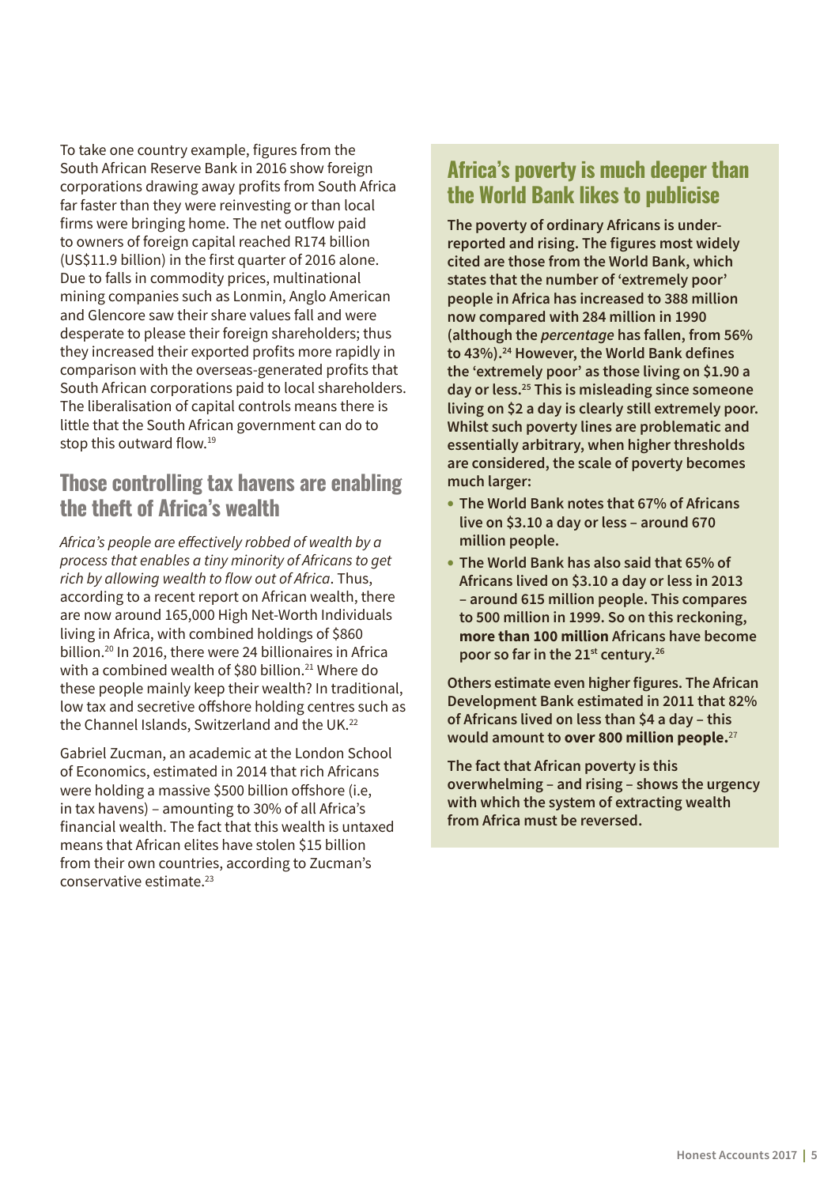To take one country example, figures from the South African Reserve Bank in 2016 show foreign corporations drawing away profits from South Africa far faster than they were reinvesting or than local firms were bringing home. The net outflow paid to owners of foreign capital reached R174 billion (US$11.9 billion) in the first quarter of 2016 alone. Due to falls in commodity prices, multinational mining companies such as Lonmin, Anglo American and Glencore saw their share values fall and were desperate to please their foreign shareholders; thus they increased their exported profits more rapidly in comparison with the overseas-generated profits that South African corporations paid to local shareholders. The liberalisation of capital controls means there is little that the South African government can do to stop this outward flow.[19]

## Those controlling tax havens are enabling the theft of Africa's wealth

*Africa's people are effectively robbed of wealth by a process that enables a tiny minority of Africans to get rich by allowing wealth to flow out of Africa*. Thus, according to a recent report on African wealth, there are now around 165,000 High Net-Worth Individuals living in Africa, with combined holdings of $860 billion.[20] In 2016, there were 24 billionaires in Africa with a combined wealth of $80 billion.[21] Where do these people mainly keep their wealth? In traditional, low tax and secretive offshore holding centres such as the Channel Islands, Switzerland and the UK.[22]

Gabriel Zucman, an academic at the London School of Economics, estimated in 2014 that rich Africans were holding a massive $500 billion offshore (i.e, in tax havens) – amounting to 30% of all Africa's financial wealth. The fact that this wealth is untaxed means that African elites have stolen $15 billion from their own countries, according to Zucman's conservative estimate.[23]

## Africa's poverty is much deeper than the World Bank likes to publicise

**The poverty of ordinary Africans is under-reported and rising. The figures most widely cited are those from the World Bank, which states that the number of 'extremely poor' people in Africa has increased to 388 million now compared with 284 million in 1990 (although the *percentage* has fallen, from 56% to 43%).[24] However, the World Bank defines the 'extremely poor' as those living on $1.90 a day or less.[25] This is misleading since someone living on $2 a day is clearly still extremely poor. Whilst such poverty lines are problematic and essentially arbitrary, when higher thresholds are considered, the scale of poverty becomes much larger:**

- **The World Bank notes that 67% of Africans live on $3.10 a day or less – around 670 million people.**
- **The World Bank has also said that 65% of Africans lived on $3.10 a day or less in 2013 – around 615 million people. This compares to 500 million in 1999. So on this reckoning, more than 100 million Africans have become poor so far in the 21st century.[26]**

**Others estimate even higher figures. The African Development Bank estimated in 2011 that 82% of Africans lived on less than $4 a day – this would amount to over 800 million people.**[27]

**The fact that African poverty is this overwhelming – and rising – shows the urgency with which the system of extracting wealth from Africa must be reversed.**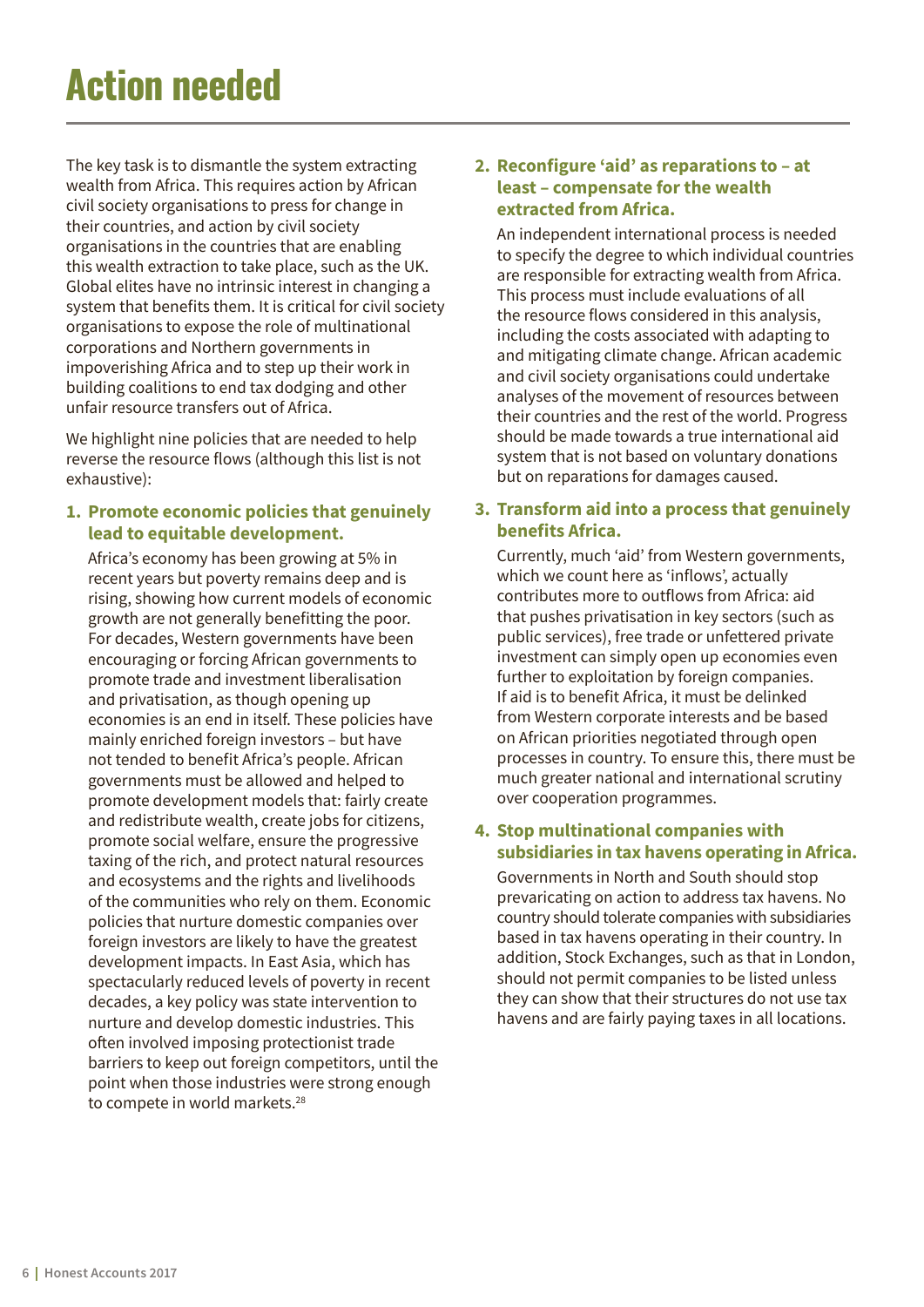# Action needed

The key task is to dismantle the system extracting wealth from Africa. This requires action by African civil society organisations to press for change in their countries, and action by civil society organisations in the countries that are enabling this wealth extraction to take place, such as the UK. Global elites have no intrinsic interest in changing a system that benefits them. It is critical for civil society organisations to expose the role of multinational corporations and Northern governments in impoverishing Africa and to step up their work in building coalitions to end tax dodging and other unfair resource transfers out of Africa.

We highlight nine policies that are needed to help reverse the resource flows (although this list is not exhaustive):

1. **Promote economic policies that genuinely lead to equitable development.**

   Africa's economy has been growing at 5% in recent years but poverty remains deep and is rising, showing how current models of economic growth are not generally benefitting the poor. For decades, Western governments have been encouraging or forcing African governments to promote trade and investment liberalisation and privatisation, as though opening up economies is an end in itself. These policies have mainly enriched foreign investors – but have not tended to benefit Africa's people. African governments must be allowed and helped to promote development models that: fairly create and redistribute wealth, create jobs for citizens, promote social welfare, ensure the progressive taxing of the rich, and protect natural resources and ecosystems and the rights and livelihoods of the communities who rely on them. Economic policies that nurture domestic companies over foreign investors are likely to have the greatest development impacts. In East Asia, which has spectacularly reduced levels of poverty in recent decades, a key policy was state intervention to nurture and develop domestic industries. This often involved imposing protectionist trade barriers to keep out foreign competitors, until the point when those industries were strong enough to compete in world markets.[28]

2. **Reconfigure 'aid' as reparations to – at least – compensate for the wealth extracted from Africa.**

   An independent international process is needed to specify the degree to which individual countries are responsible for extracting wealth from Africa. This process must include evaluations of all the resource flows considered in this analysis, including the costs associated with adapting to and mitigating climate change. African academic and civil society organisations could undertake analyses of the movement of resources between their countries and the rest of the world. Progress should be made towards a true international aid system that is not based on voluntary donations but on reparations for damages caused.

3. **Transform aid into a process that genuinely benefits Africa.**

   Currently, much 'aid' from Western governments, which we count here as 'inflows', actually contributes more to outflows from Africa: aid that pushes privatisation in key sectors (such as public services), free trade or unfettered private investment can simply open up economies even further to exploitation by foreign companies. If aid is to benefit Africa, it must be delinked from Western corporate interests and be based on African priorities negotiated through open processes in country. To ensure this, there must be much greater national and international scrutiny over cooperation programmes.

4. **Stop multinational companies with subsidiaries in tax havens operating in Africa.**

   Governments in North and South should stop prevaricating on action to address tax havens. No country should tolerate companies with subsidiaries based in tax havens operating in their country. In addition, Stock Exchanges, such as that in London, should not permit companies to be listed unless they can show that their structures do not use tax havens and are fairly paying taxes in all locations.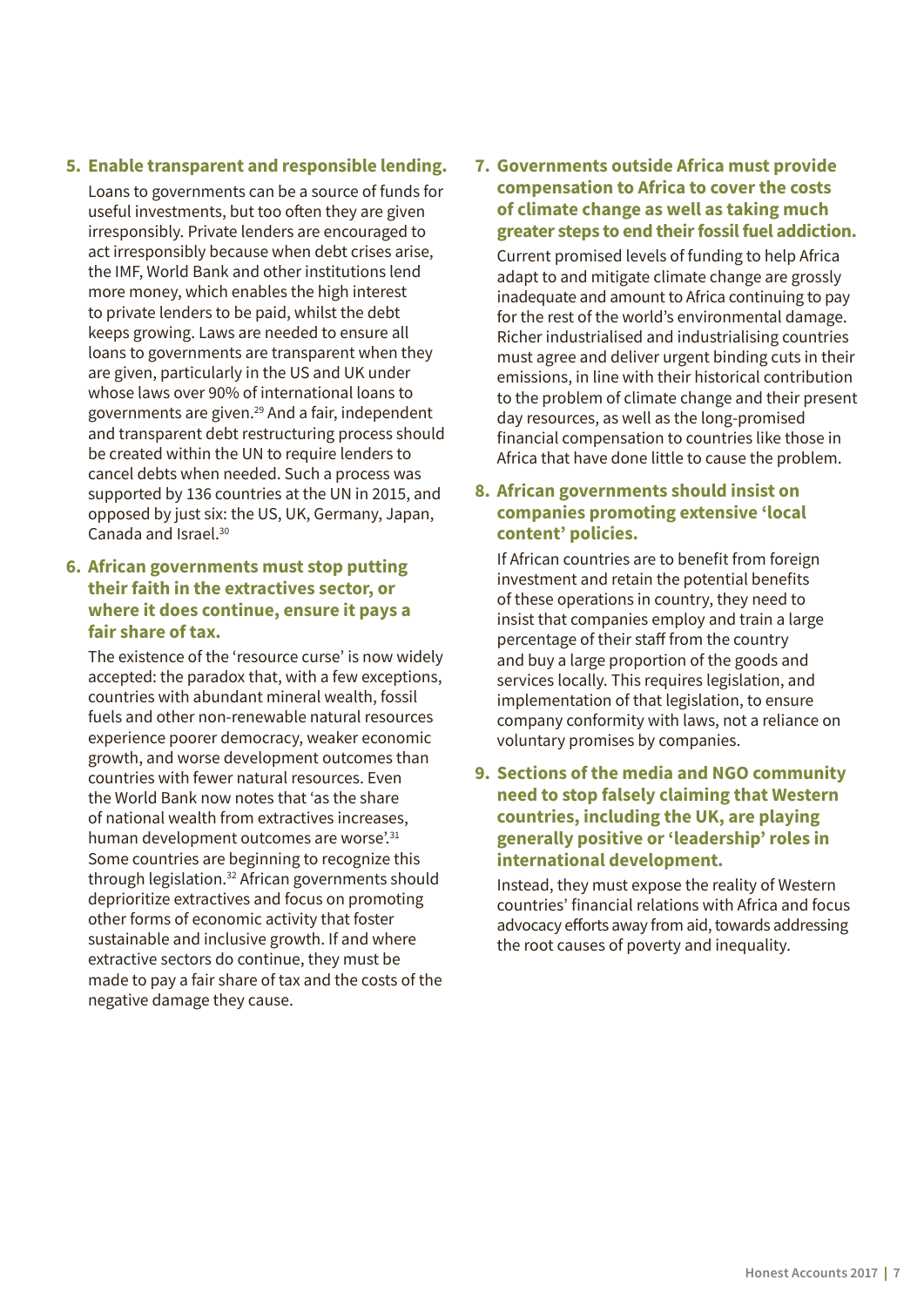5. **Enable transparent and responsible lending.**

   Loans to governments can be a source of funds for useful investments, but too often they are given irresponsibly. Private lenders are encouraged to act irresponsibly because when debt crises arise, the IMF, World Bank and other institutions lend more money, which enables the high interest to private lenders to be paid, whilst the debt keeps growing. Laws are needed to ensure all loans to governments are transparent when they are given, particularly in the US and UK under whose laws over 90% of international loans to governments are given.[29] And a fair, independent and transparent debt restructuring process should be created within the UN to require lenders to cancel debts when needed. Such a process was supported by 136 countries at the UN in 2015, and opposed by just six: the US, UK, Germany, Japan, Canada and Israel.[30]

6. **African governments must stop putting their faith in the extractives sector, or where it does continue, ensure it pays a fair share of tax.**

   The existence of the 'resource curse' is now widely accepted: the paradox that, with a few exceptions, countries with abundant mineral wealth, fossil fuels and other non-renewable natural resources experience poorer democracy, weaker economic growth, and worse development outcomes than countries with fewer natural resources. Even the World Bank now notes that 'as the share of national wealth from extractives increases, human development outcomes are worse'.[31] Some countries are beginning to recognize this through legislation.[32] African governments should deprioritize extractives and focus on promoting other forms of economic activity that foster sustainable and inclusive growth. If and where extractive sectors do continue, they must be made to pay a fair share of tax and the costs of the negative damage they cause.

7. **Governments outside Africa must provide compensation to Africa to cover the costs of climate change as well as taking much greater steps to end their fossil fuel addiction.**

   Current promised levels of funding to help Africa adapt to and mitigate climate change are grossly inadequate and amount to Africa continuing to pay for the rest of the world's environmental damage. Richer industrialised and industrialising countries must agree and deliver urgent binding cuts in their emissions, in line with their historical contribution to the problem of climate change and their present day resources, as well as the long-promised financial compensation to countries like those in Africa that have done little to cause the problem.

8. **African governments should insist on companies promoting extensive 'local content' policies.**

   If African countries are to benefit from foreign investment and retain the potential benefits of these operations in country, they need to insist that companies employ and train a large percentage of their staff from the country and buy a large proportion of the goods and services locally. This requires legislation, and implementation of that legislation, to ensure company conformity with laws, not a reliance on voluntary promises by companies.

9. **Sections of the media and NGO community need to stop falsely claiming that Western countries, including the UK, are playing generally positive or 'leadership' roles in international development.**

   Instead, they must expose the reality of Western countries' financial relations with Africa and focus advocacy efforts away from aid, towards addressing the root causes of poverty and inequality.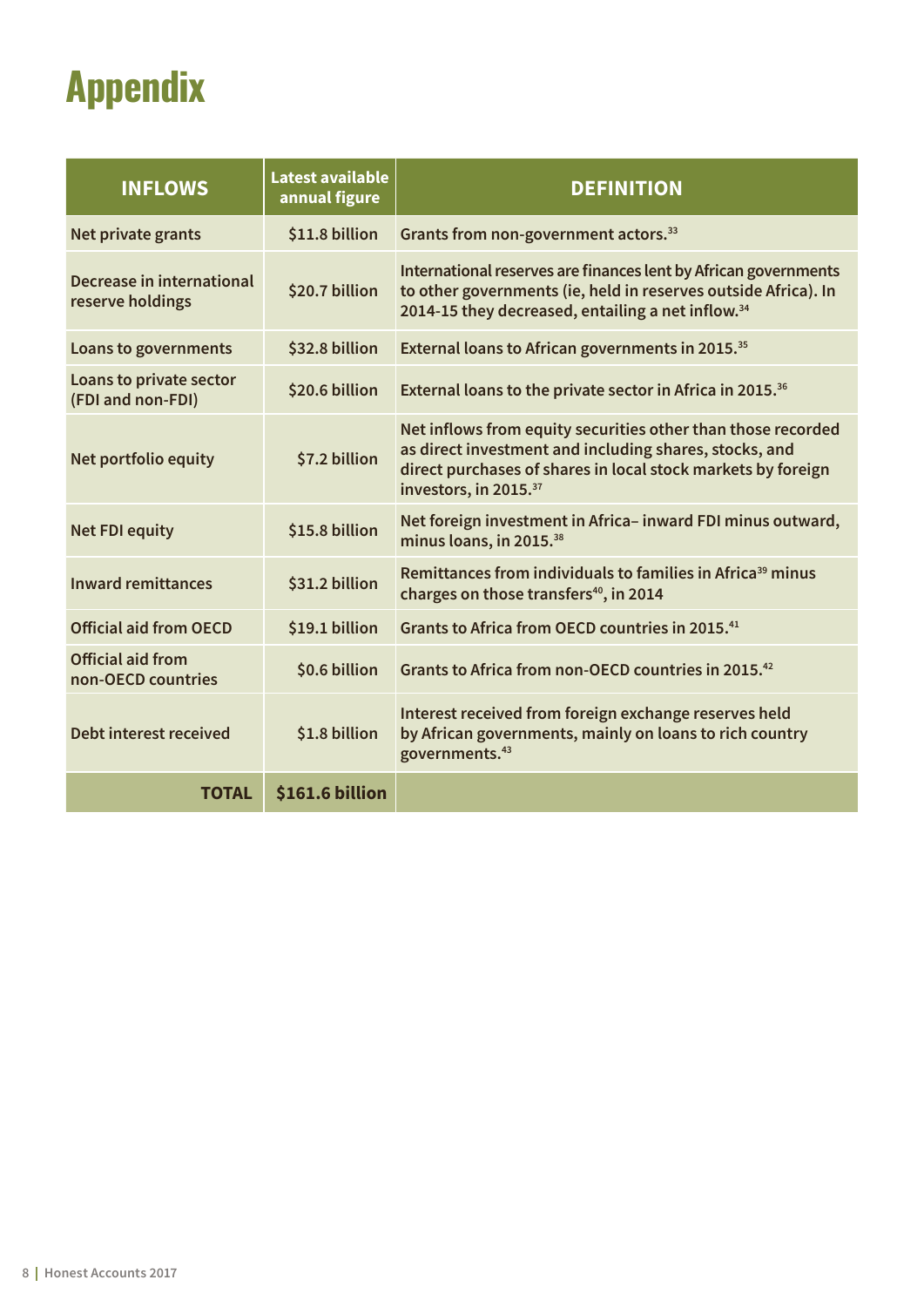# Appendix

| INFLOWS | Latest available annual figure | DEFINITION |
|---|---|---|
| Net private grants | $11.8 billion | Grants from non-government actors.[33] |
| Decrease in international reserve holdings | $20.7 billion | International reserves are finances lent by African governments to other governments (ie, held in reserves outside Africa). In 2014-15 they decreased, entailing a net inflow.[34] |
| Loans to governments | $32.8 billion | External loans to African governments in 2015.[35] |
| Loans to private sector (FDI and non-FDI) | $20.6 billion | External loans to the private sector in Africa in 2015.[36] |
| Net portfolio equity | $7.2 billion | Net inflows from equity securities other than those recorded as direct investment and including shares, stocks, and direct purchases of shares in local stock markets by foreign investors, in 2015.[37] |
| Net FDI equity | $15.8 billion | Net foreign investment in Africa– inward FDI minus outward, minus loans, in 2015.[38] |
| Inward remittances | $31.2 billion | Remittances from individuals to families in Africa[39] minus charges on those transfers[40], in 2014 |
| Official aid from OECD | $19.1 billion | Grants to Africa from OECD countries in 2015.[41] |
| Official aid from non-OECD countries | $0.6 billion | Grants to Africa from non-OECD countries in 2015.[42] |
| Debt interest received | $1.8 billion | Interest received from foreign exchange reserves held by African governments, mainly on loans to rich country governments.[43] |
| **TOTAL** | **$161.6 billion** | |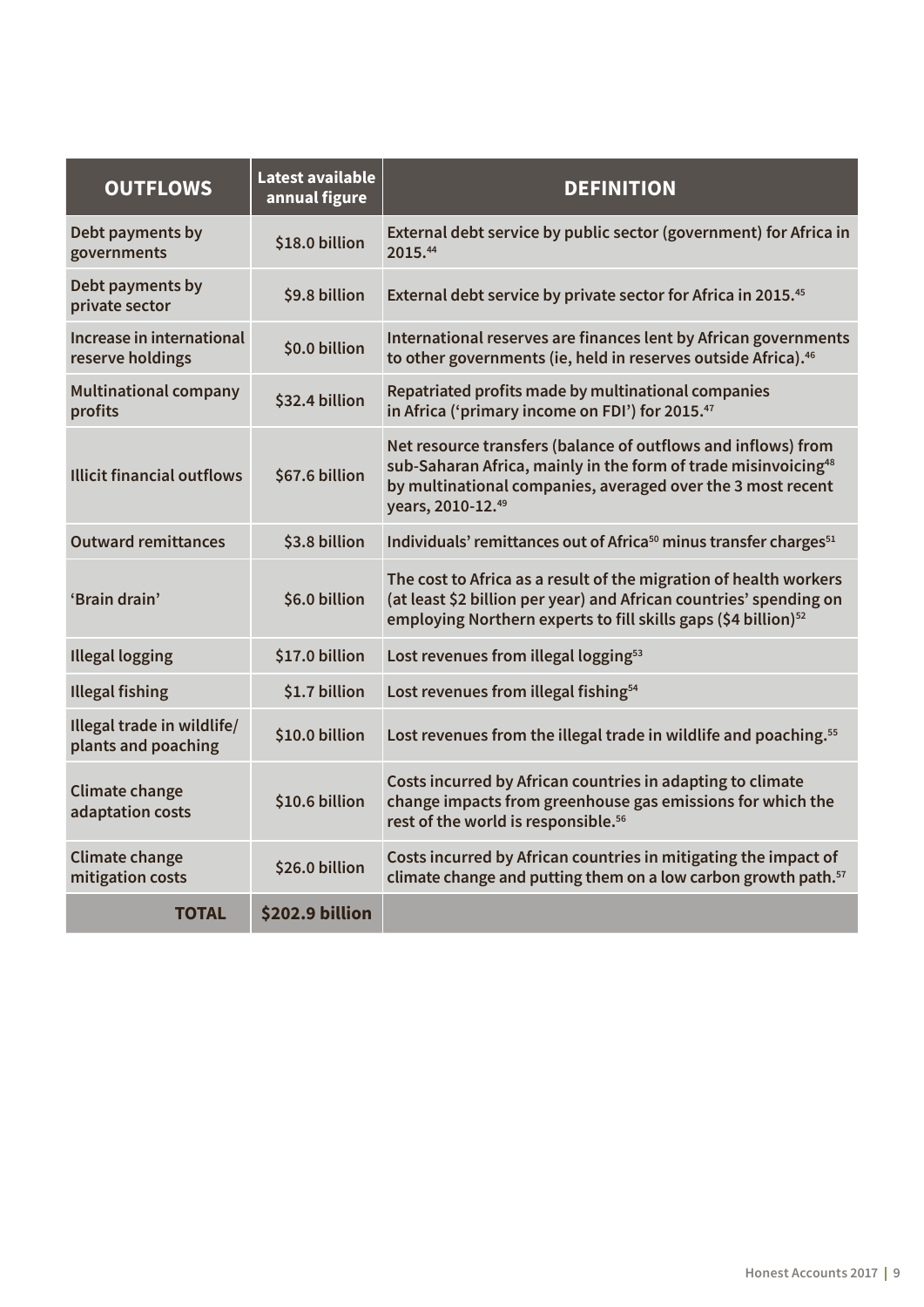| OUTFLOWS | Latest available annual figure | DEFINITION |
|---|---|---|
| Debt payments by governments | $18.0 billion | External debt service by public sector (government) for Africa in 2015.[44] |
| Debt payments by private sector | $9.8 billion | External debt service by private sector for Africa in 2015.[45] |
| Increase in international reserve holdings | $0.0 billion | International reserves are finances lent by African governments to other governments (ie, held in reserves outside Africa).[46] |
| Multinational company profits | $32.4 billion | Repatriated profits made by multinational companies in Africa ('primary income on FDI') for 2015.[47] |
| Illicit financial outflows | $67.6 billion | Net resource transfers (balance of outflows and inflows) from sub-Saharan Africa, mainly in the form of trade misinvoicing[48] by multinational companies, averaged over the 3 most recent years, 2010-12.[49] |
| Outward remittances | $3.8 billion | Individuals' remittances out of Africa[50] minus transfer charges[51] |
| 'Brain drain' | $6.0 billion | The cost to Africa as a result of the migration of health workers (at least $2 billion per year) and African countries' spending on employing Northern experts to fill skills gaps ($4 billion)[52] |
| Illegal logging | $17.0 billion | Lost revenues from illegal logging[53] |
| Illegal fishing | $1.7 billion | Lost revenues from illegal fishing[54] |
| Illegal trade in wildlife/ plants and poaching | $10.0 billion | Lost revenues from the illegal trade in wildlife and poaching.[55] |
| Climate change adaptation costs | $10.6 billion | Costs incurred by African countries in adapting to climate change impacts from greenhouse gas emissions for which the rest of the world is responsible.[56] |
| Climate change mitigation costs | $26.0 billion | Costs incurred by African countries in mitigating the impact of climate change and putting them on a low carbon growth path.[57] |
| **TOTAL** | **$202.9 billion** | |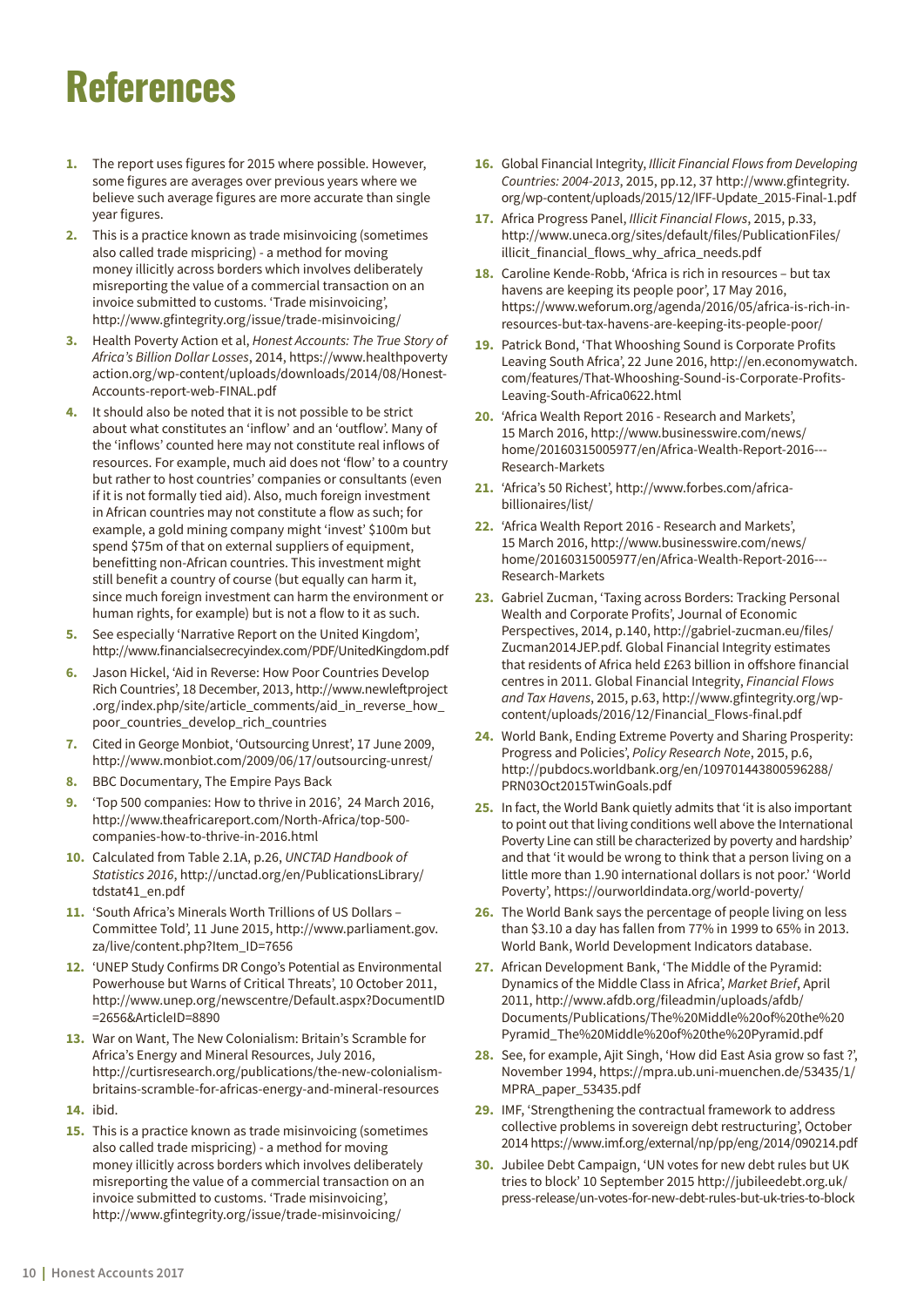# References

1. The report uses figures for 2015 where possible. However, some figures are averages over previous years where we believe such average figures are more accurate than single year figures.
2. This is a practice known as trade misinvoicing (sometimes also called trade mispricing) - a method for moving money illicitly across borders which involves deliberately misreporting the value of a commercial transaction on an invoice submitted to customs. 'Trade misinvoicing', http://www.gfintegrity.org/issue/trade-misinvoicing/
3. Health Poverty Action et al, *Honest Accounts: The True Story of Africa's Billion Dollar Losses*, 2014, https://www.healthpovertyaction.org/wp-content/uploads/downloads/2014/08/Honest-Accounts-report-web-FINAL.pdf
4. It should also be noted that it is not possible to be strict about what constitutes an 'inflow' and an 'outflow'. Many of the 'inflows' counted here may not constitute real inflows of resources. For example, much aid does not 'flow' to a country but rather to host countries' companies or consultants (even if it is not formally tied aid). Also, much foreign investment in African countries may not constitute a flow as such; for example, a gold mining company might 'invest' $100m but spend $75m of that on external suppliers of equipment, benefitting non-African countries. This investment might still benefit a country of course (but equally can harm it, since much foreign investment can harm the environment or human rights, for example) but is not a flow to it as such.
5. See especially 'Narrative Report on the United Kingdom', http://www.financialsecrecyindex.com/PDF/UnitedKingdom.pdf
6. Jason Hickel, 'Aid in Reverse: How Poor Countries Develop Rich Countries', 18 December, 2013, http://www.newleftproject.org/index.php/site/article_comments/aid_in_reverse_how_poor_countries_develop_rich_countries
7. Cited in George Monbiot, 'Outsourcing Unrest', 17 June 2009, http://www.monbiot.com/2009/06/17/outsourcing-unrest/
8. BBC Documentary, The Empire Pays Back
9. 'Top 500 companies: How to thrive in 2016', 24 March 2016, http://www.theafricareport.com/North-Africa/top-500-companies-how-to-thrive-in-2016.html
10. Calculated from Table 2.1A, p.26, *UNCTAD Handbook of Statistics 2016*, http://unctad.org/en/PublicationsLibrary/tdstat41_en.pdf
11. 'South Africa's Minerals Worth Trillions of US Dollars – Committee Told', 11 June 2015, http://www.parliament.gov.za/live/content.php?Item_ID=7656
12. 'UNEP Study Confirms DR Congo's Potential as Environmental Powerhouse but Warns of Critical Threats', 10 October 2011, http://www.unep.org/newscentre/Default.aspx?DocumentID=2656&ArticleID=8890
13. War on Want, The New Colonialism: Britain's Scramble for Africa's Energy and Mineral Resources, July 2016, http://curtisresearch.org/publications/the-new-colonialism-britains-scramble-for-africas-energy-and-mineral-resources
14. ibid.
15. This is a practice known as trade misinvoicing (sometimes also called trade mispricing) - a method for moving money illicitly across borders which involves deliberately misreporting the value of a commercial transaction on an invoice submitted to customs. 'Trade misinvoicing', http://www.gfintegrity.org/issue/trade-misinvoicing/
16. Global Financial Integrity, *Illicit Financial Flows from Developing Countries: 2004-2013*, 2015, pp.12, 37 http://www.gfintegrity.org/wp-content/uploads/2015/12/IFF-Update_2015-Final-1.pdf
17. Africa Progress Panel, *Illicit Financial Flows*, 2015, p.33, http://www.uneca.org/sites/default/files/PublicationFiles/illicit_financial_flows_why_africa_needs.pdf
18. Caroline Kende-Robb, 'Africa is rich in resources – but tax havens are keeping its people poor', 17 May 2016, https://www.weforum.org/agenda/2016/05/africa-is-rich-in-resources-but-tax-havens-are-keeping-its-people-poor/
19. Patrick Bond, 'That Whooshing Sound is Corporate Profits Leaving South Africa', 22 June 2016, http://en.economywatch.com/features/That-Whooshing-Sound-is-Corporate-Profits-Leaving-South-Africa0622.html
20. 'Africa Wealth Report 2016 - Research and Markets', 15 March 2016, http://www.businesswire.com/news/home/20160315005977/en/Africa-Wealth-Report-2016---Research-Markets
21. 'Africa's 50 Richest', http://www.forbes.com/africa-billionaires/list/
22. 'Africa Wealth Report 2016 - Research and Markets', 15 March 2016, http://www.businesswire.com/news/home/20160315005977/en/Africa-Wealth-Report-2016---Research-Markets
23. Gabriel Zucman, 'Taxing across Borders: Tracking Personal Wealth and Corporate Profits', Journal of Economic Perspectives, 2014, p.140, http://gabriel-zucman.eu/files/Zucman2014JEP.pdf. Global Financial Integrity estimates that residents of Africa held £263 billion in offshore financial centres in 2011. Global Financial Integrity, *Financial Flows and Tax Havens*, 2015, p.63, http://www.gfintegrity.org/wp-content/uploads/2016/12/Financial_Flows-final.pdf
24. World Bank, Ending Extreme Poverty and Sharing Prosperity: Progress and Policies', *Policy Research Note*, 2015, p.6, http://pubdocs.worldbank.org/en/109701443800596288/PRN03Oct2015TwinGoals.pdf
25. In fact, the World Bank quietly admits that 'it is also important to point out that living conditions well above the International Poverty Line can still be characterized by poverty and hardship' and that 'it would be wrong to think that a person living on a little more than 1.90 international dollars is not poor.' 'World Poverty', https://ourworldindata.org/world-poverty/
26. The World Bank says the percentage of people living on less than $3.10 a day has fallen from 77% in 1999 to 65% in 2013. World Bank, World Development Indicators database.
27. African Development Bank, 'The Middle of the Pyramid: Dynamics of the Middle Class in Africa', *Market Brief*, April 2011, http://www.afdb.org/fileadmin/uploads/afdb/Documents/Publications/The%20Middle%20of%20the%20Pyramid_The%20Middle%20of%20the%20Pyramid.pdf
28. See, for example, Ajit Singh, 'How did East Asia grow so fast ?', November 1994, https://mpra.ub.uni-muenchen.de/53435/1/MPRA_paper_53435.pdf
29. IMF, 'Strengthening the contractual framework to address collective problems in sovereign debt restructuring', October 2014 https://www.imf.org/external/np/pp/eng/2014/090214.pdf
30. Jubilee Debt Campaign, 'UN votes for new debt rules but UK tries to block' 10 September 2015 http://jubileedebt.org.uk/press-release/un-votes-for-new-debt-rules-but-uk-tries-to-block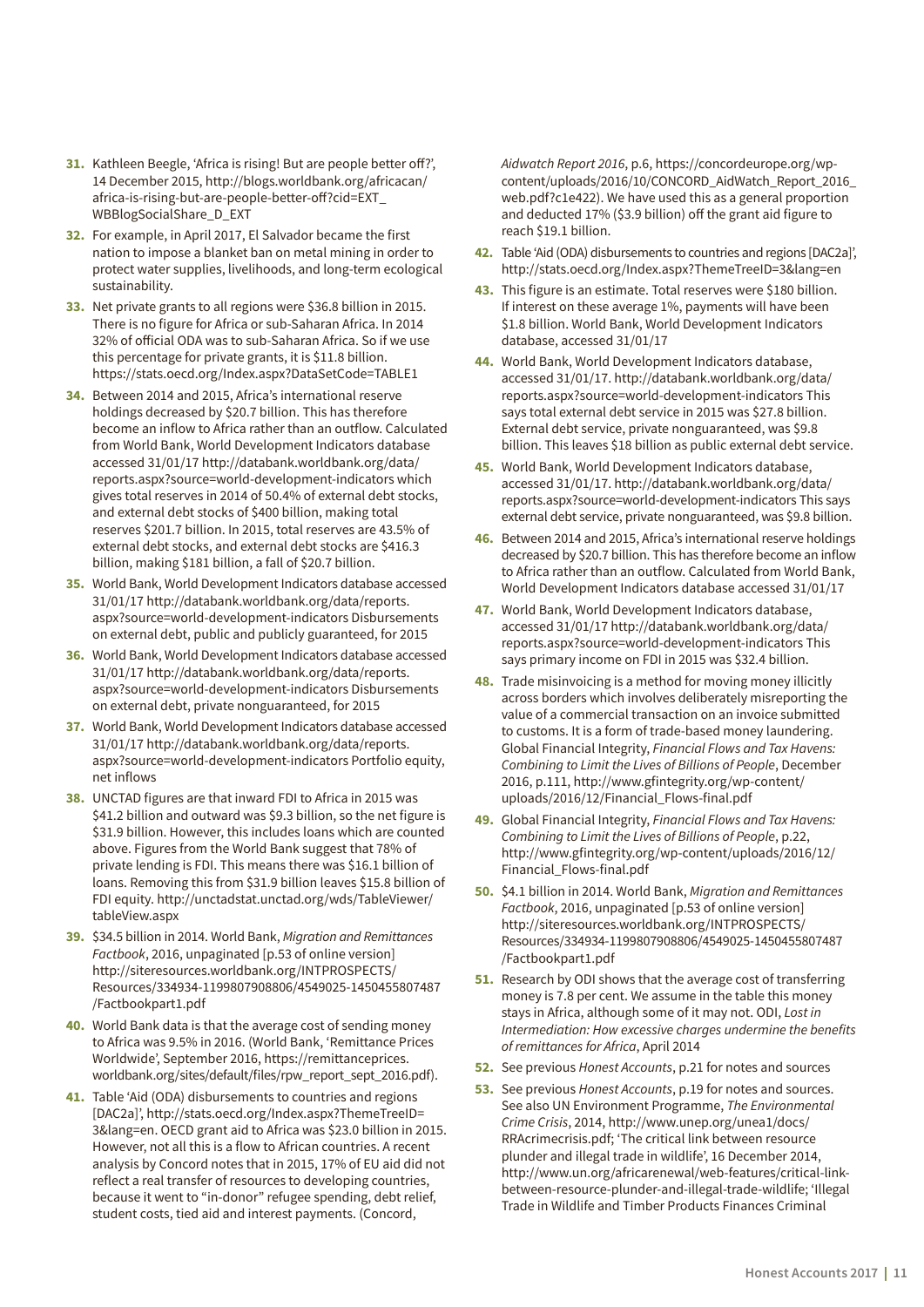31. Kathleen Beegle, 'Africa is rising! But are people better off?', 14 December 2015, http://blogs.worldbank.org/africacan/africa-is-rising-but-are-people-better-off?cid=EXT_WBBlogSocialShare_D_EXT
32. For example, in April 2017, El Salvador became the first nation to impose a blanket ban on metal mining in order to protect water supplies, livelihoods, and long-term ecological sustainability.
33. Net private grants to all regions were $36.8 billion in 2015. There is no figure for Africa or sub-Saharan Africa. In 2014 32% of official ODA was to sub-Saharan Africa. So if we use this percentage for private grants, it is $11.8 billion. https://stats.oecd.org/Index.aspx?DataSetCode=TABLE1
34. Between 2014 and 2015, Africa's international reserve holdings decreased by $20.7 billion. This has therefore become an inflow to Africa rather than an outflow. Calculated from World Bank, World Development Indicators database accessed 31/01/17 http://databank.worldbank.org/data/reports.aspx?source=world-development-indicators which gives total reserves in 2014 of 50.4% of external debt stocks, and external debt stocks of $400 billion, making total reserves $201.7 billion. In 2015, total reserves are 43.5% of external debt stocks, and external debt stocks are $416.3 billion, making $181 billion, a fall of $20.7 billion.
35. World Bank, World Development Indicators database accessed 31/01/17 http://databank.worldbank.org/data/reports.aspx?source=world-development-indicators Disbursements on external debt, public and publicly guaranteed, for 2015
36. World Bank, World Development Indicators database accessed 31/01/17 http://databank.worldbank.org/data/reports.aspx?source=world-development-indicators Disbursements on external debt, private nonguaranteed, for 2015
37. World Bank, World Development Indicators database accessed 31/01/17 http://databank.worldbank.org/data/reports.aspx?source=world-development-indicators Portfolio equity, net inflows
38. UNCTAD figures are that inward FDI to Africa in 2015 was $41.2 billion and outward was $9.3 billion, so the net figure is $31.9 billion. However, this includes loans which are counted above. Figures from the World Bank suggest that 78% of private lending is FDI. This means there was $16.1 billion of loans. Removing this from $31.9 billion leaves $15.8 billion of FDI equity. http://unctadstat.unctad.org/wds/TableViewer/tableView.aspx
39. $34.5 billion in 2014. World Bank, *Migration and Remittances Factbook*, 2016, unpaginated [p.53 of online version] http://siteresources.worldbank.org/INTPROSPECTS/Resources/334934-1199807908806/4549025-1450455807487/Factbookpart1.pdf
40. World Bank data is that the average cost of sending money to Africa was 9.5% in 2016. (World Bank, 'Remittance Prices Worldwide', September 2016, https://remittanceprices.worldbank.org/sites/default/files/rpw_report_sept_2016.pdf).
41. Table 'Aid (ODA) disbursements to countries and regions [DAC2a]', http://stats.oecd.org/Index.aspx?ThemeTreeID=3&lang=en. OECD grant aid to Africa was $23.0 billion in 2015. However, not all this is a flow to African countries. A recent analysis by Concord notes that in 2015, 17% of EU aid did not reflect a real transfer of resources to developing countries, because it went to "in-donor" refugee spending, debt relief, student costs, tied aid and interest payments. (Concord, *Aidwatch Report 2016*, p.6, https://concordeurope.org/wp-content/uploads/2016/10/CONCORD_AidWatch_Report_2016_web.pdf?c1e422). We have used this as a general proportion and deducted 17% ($3.9 billion) off the grant aid figure to reach $19.1 billion.
42. Table 'Aid (ODA) disbursements to countries and regions [DAC2a]', http://stats.oecd.org/Index.aspx?ThemeTreeID=3&lang=en
43. This figure is an estimate. Total reserves were $180 billion. If interest on these average 1%, payments will have been $1.8 billion. World Bank, World Development Indicators database, accessed 31/01/17
44. World Bank, World Development Indicators database, accessed 31/01/17. http://databank.worldbank.org/data/reports.aspx?source=world-development-indicators This says total external debt service in 2015 was $27.8 billion. External debt service, private nonguaranteed, was $9.8 billion. This leaves $18 billion as public external debt service.
45. World Bank, World Development Indicators database, accessed 31/01/17. http://databank.worldbank.org/data/reports.aspx?source=world-development-indicators This says external debt service, private nonguaranteed, was $9.8 billion.
46. Between 2014 and 2015, Africa's international reserve holdings decreased by $20.7 billion. This has therefore become an inflow to Africa rather than an outflow. Calculated from World Bank, World Development Indicators database accessed 31/01/17
47. World Bank, World Development Indicators database, accessed 31/01/17 http://databank.worldbank.org/data/reports.aspx?source=world-development-indicators This says primary income on FDI in 2015 was $32.4 billion.
48. Trade misinvoicing is a method for moving money illicitly across borders which involves deliberately misreporting the value of a commercial transaction on an invoice submitted to customs. It is a form of trade-based money laundering. Global Financial Integrity, *Financial Flows and Tax Havens: Combining to Limit the Lives of Billions of People*, December 2016, p.111, http://www.gfintegrity.org/wp-content/uploads/2016/12/Financial_Flows-final.pdf
49. Global Financial Integrity, *Financial Flows and Tax Havens: Combining to Limit the Lives of Billions of People*, p.22, http://www.gfintegrity.org/wp-content/uploads/2016/12/Financial_Flows-final.pdf
50. $4.1 billion in 2014. World Bank, *Migration and Remittances Factbook*, 2016, unpaginated [p.53 of online version] http://siteresources.worldbank.org/INTPROSPECTS/Resources/334934-1199807908806/4549025-1450455807487/Factbookpart1.pdf
51. Research by ODI shows that the average cost of transferring money is 7.8 per cent. We assume in the table this money stays in Africa, although some of it may not. ODI, *Lost in Intermediation: How excessive charges undermine the benefits of remittances for Africa*, April 2014
52. See previous *Honest Accounts*, p.21 for notes and sources
53. See previous *Honest Accounts*, p.19 for notes and sources. See also UN Environment Programme, *The Environmental Crime Crisis*, 2014, http://www.unep.org/unea1/docs/RRAcrimecrisis.pdf; 'The critical link between resource plunder and illegal trade in wildlife', 16 December 2014, http://www.un.org/africarenewal/web-features/critical-link-between-resource-plunder-and-illegal-trade-wildlife; 'Illegal Trade in Wildlife and Timber Products Finances Criminal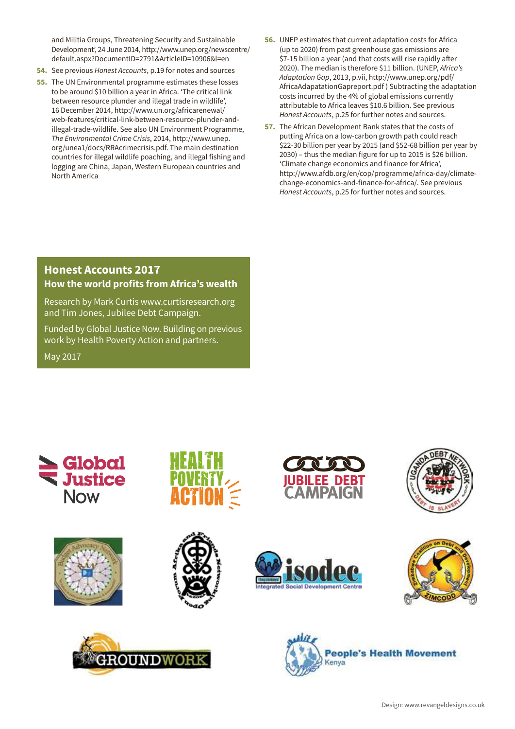and Militia Groups, Threatening Security and Sustainable Development', 24 June 2014, http://www.unep.org/newscentre/default.aspx?DocumentID=2791&ArticleID=10906&l=en

**54.** See previous *Honest Accounts*, p.19 for notes and sources

**55.** The UN Environmental programme estimates these losses to be around $10 billion a year in Africa. 'The critical link between resource plunder and illegal trade in wildlife', 16 December 2014, http://www.un.org/africarenewal/web-features/critical-link-between-resource-plunder-and-illegal-trade-wildlife. See also UN Environment Programme, *The Environmental Crime Crisis*, 2014, http://www.unep.org/unea1/docs/RRAcrimecrisis.pdf. The main destination countries for illegal wildlife poaching, and illegal fishing and logging are China, Japan, Western European countries and North America

**56.** UNEP estimates that current adaptation costs for Africa (up to 2020) from past greenhouse gas emissions are $7-15 billion a year (and that costs will rise rapidly after 2020). The median is therefore $11 billion. (UNEP, *Africa's Adaptation Gap*, 2013, p.vii, http://www.unep.org/pdf/AfricaAdapatationGapreport.pdf ) Subtracting the adaptation costs incurred by the 4% of global emissions currently attributable to Africa leaves $10.6 billion. See previous *Honest Accounts*, p.25 for further notes and sources.

**57.** The African Development Bank states that the costs of putting Africa on a low-carbon growth path could reach $22-30 billion per year by 2015 (and $52-68 billion per year by 2030) – thus the median figure for up to 2015 is $26 billion. 'Climate change economics and finance for Africa', http://www.afdb.org/en/cop/programme/africa-day/climate-change-economics-and-finance-for-africa/. See previous *Honest Accounts*, p.25 for further notes and sources.

**Honest Accounts 2017**
**How the world profits from Africa's wealth**

Research by Mark Curtis www.curtisresearch.org and Tim Jones, Jubilee Debt Campaign.

Funded by Global Justice Now. Building on previous work by Health Poverty Action and partners.

May 2017

Global Justice Now

Health Poverty Action

Jubilee Debt Campaign

Uganda Debt Network

isodec Integrated Social Development Centre

ZIMCODD

Groundwork

People's Health Movement Kenya

Design: www.revangeldesigns.co.uk